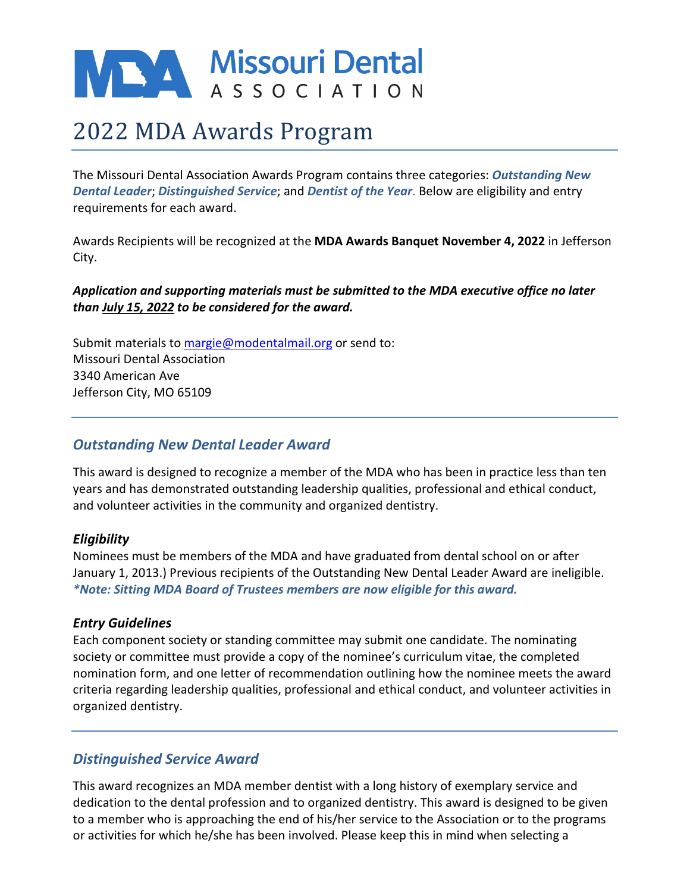# Missouri Dental Association

# 2022 MDA Awards Program

The Missouri Dental Association Awards Program contains three categories: ***Outstanding New Dental Leader***; ***Distinguished Service***; and ***Dentist of the Year***. Below are eligibility and entry requirements for each award.

Awards Recipients will be recognized at the **MDA Awards Banquet November 4, 2022** in Jefferson City.

***Application and supporting materials must be submitted to the MDA executive office no later than July 15, 2022 to be considered for the award.***

Submit materials to margie@modentalmail.org or send to:
Missouri Dental Association
3340 American Ave
Jefferson City, MO 65109

---

## *Outstanding New Dental Leader Award*

This award is designed to recognize a member of the MDA who has been in practice less than ten years and has demonstrated outstanding leadership qualities, professional and ethical conduct, and volunteer activities in the community and organized dentistry.

### *Eligibility*

Nominees must be members of the MDA and have graduated from dental school on or after January 1, 2013.) Previous recipients of the Outstanding New Dental Leader Award are ineligible. ***\*Note: Sitting MDA Board of Trustees members are now eligible for this award.***

### *Entry Guidelines*

Each component society or standing committee may submit one candidate. The nominating society or committee must provide a copy of the nominee's curriculum vitae, the completed nomination form, and one letter of recommendation outlining how the nominee meets the award criteria regarding leadership qualities, professional and ethical conduct, and volunteer activities in organized dentistry.

---

## *Distinguished Service Award*

This award recognizes an MDA member dentist with a long history of exemplary service and dedication to the dental profession and to organized dentistry. This award is designed to be given to a member who is approaching the end of his/her service to the Association or to the programs or activities for which he/she has been involved. Please keep this in mind when selecting a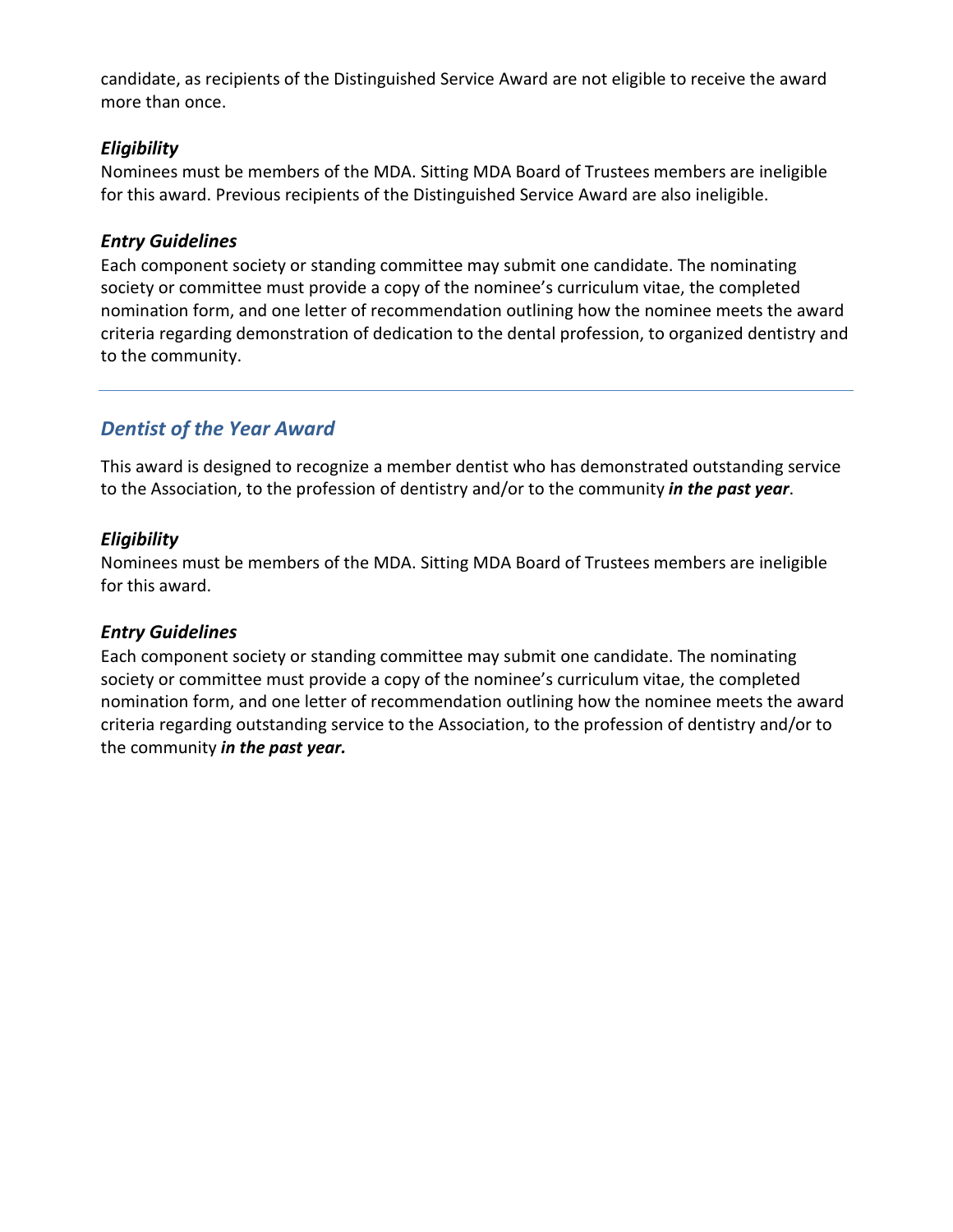candidate, as recipients of the Distinguished Service Award are not eligible to receive the award more than once.

### *Eligibility*

Nominees must be members of the MDA. Sitting MDA Board of Trustees members are ineligible for this award. Previous recipients of the Distinguished Service Award are also ineligible.

### *Entry Guidelines*

Each component society or standing committee may submit one candidate. The nominating society or committee must provide a copy of the nominee's curriculum vitae, the completed nomination form, and one letter of recommendation outlining how the nominee meets the award criteria regarding demonstration of dedication to the dental profession, to organized dentistry and to the community.

---

## *Dentist of the Year Award*

This award is designed to recognize a member dentist who has demonstrated outstanding service to the Association, to the profession of dentistry and/or to the community ***in the past year***.

### *Eligibility*

Nominees must be members of the MDA. Sitting MDA Board of Trustees members are ineligible for this award.

### *Entry Guidelines*

Each component society or standing committee may submit one candidate. The nominating society or committee must provide a copy of the nominee's curriculum vitae, the completed nomination form, and one letter of recommendation outlining how the nominee meets the award criteria regarding outstanding service to the Association, to the profession of dentistry and/or to the community ***in the past year.***